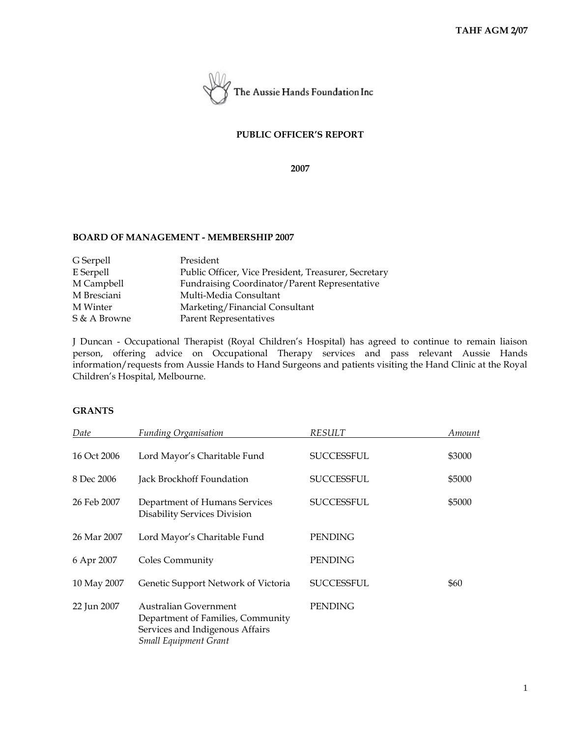The Aussie Hands Foundation Inc

# PUBLIC OFFICER'S REPORT

## 2007

### BOARD OF MANAGEMENT - MEMBERSHIP 2007

| | |
|---|---|
| G Serpell | President |
| E Serpell | Public Officer, Vice President, Treasurer, Secretary |
| M Campbell | Fundraising Coordinator/Parent Representative |
| M Bresciani | Multi-Media Consultant |
| M Winter | Marketing/Financial Consultant |
| S & A Browne | Parent Representatives |

J Duncan - Occupational Therapist (Royal Children's Hospital) has agreed to continue to remain liaison person, offering advice on Occupational Therapy services and pass relevant Aussie Hands information/requests from Aussie Hands to Hand Surgeons and patients visiting the Hand Clinic at the Royal Children's Hospital, Melbourne.

### GRANTS

| *Date* | *Funding Organisation* | *RESULT* | *Amount* |
|---|---|---|---|
| 16 Oct 2006 | Lord Mayor's Charitable Fund | SUCCESSFUL | $3000 |
| 8 Dec 2006 | Jack Brockhoff Foundation | SUCCESSFUL | $5000 |
| 26 Feb 2007 | Department of Humans Services Disability Services Division | SUCCESSFUL | $5000 |
| 26 Mar 2007 | Lord Mayor's Charitable Fund | PENDING | |
| 6 Apr 2007 | Coles Community | PENDING | |
| 10 May 2007 | Genetic Support Network of Victoria | SUCCESSFUL | $60 |
| 22 Jun 2007 | Australian Government Department of Families, Community Services and Indigenous Affairs *Small Equipment Grant* | PENDING | |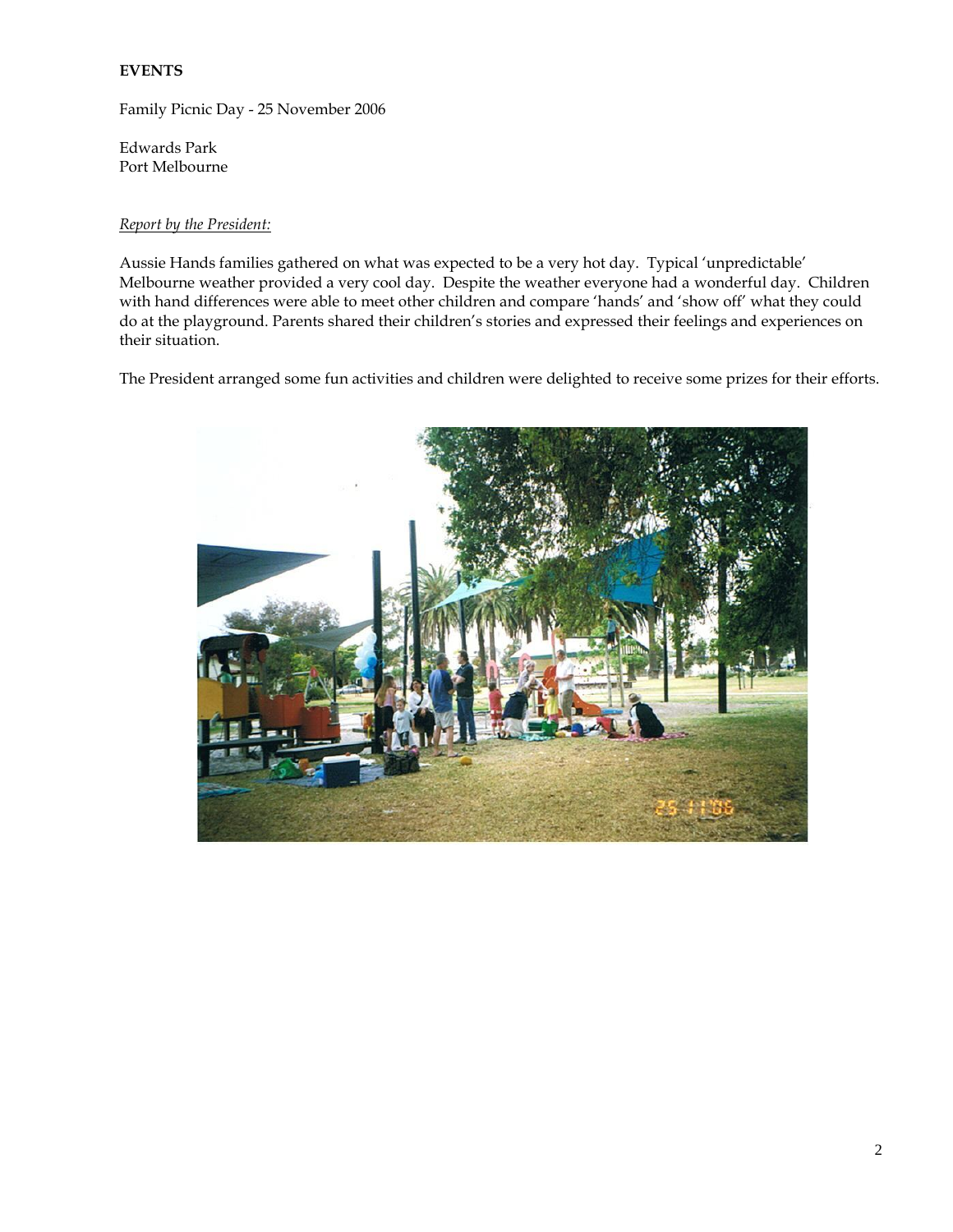**EVENTS**

Family Picnic Day - 25 November 2006

Edwards Park
Port Melbourne

*Report by the President:*

Aussie Hands families gathered on what was expected to be a very hot day. Typical 'unpredictable' Melbourne weather provided a very cool day. Despite the weather everyone had a wonderful day. Children with hand differences were able to meet other children and compare 'hands' and 'show off' what they could do at the playground. Parents shared their children's stories and expressed their feelings and experiences on their situation.

The President arranged some fun activities and children were delighted to receive some prizes for their efforts.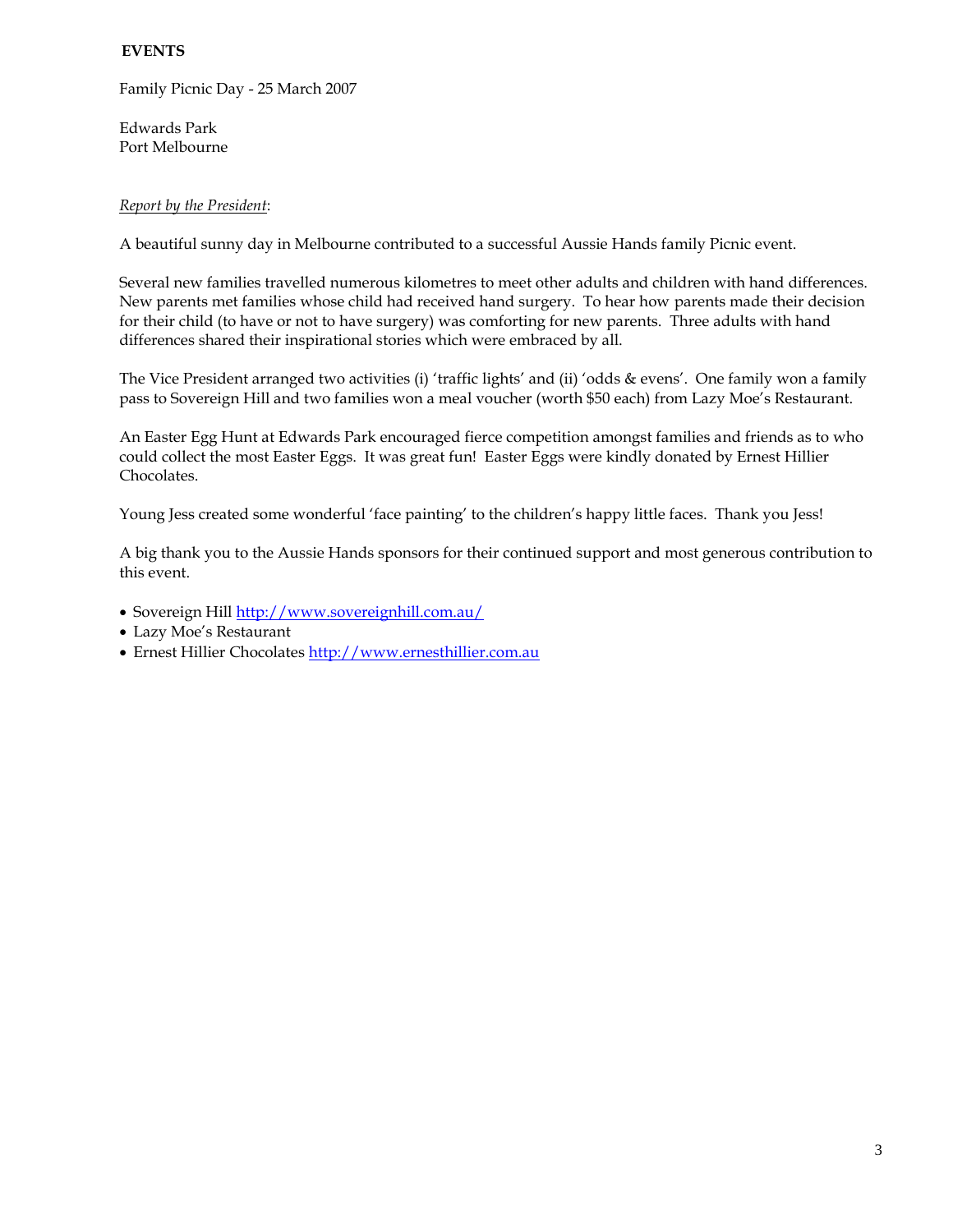## EVENTS

Family Picnic Day - 25 March 2007

Edwards Park
Port Melbourne

*Report by the President*:

A beautiful sunny day in Melbourne contributed to a successful Aussie Hands family Picnic event.

Several new families travelled numerous kilometres to meet other adults and children with hand differences. New parents met families whose child had received hand surgery. To hear how parents made their decision for their child (to have or not to have surgery) was comforting for new parents. Three adults with hand differences shared their inspirational stories which were embraced by all.

The Vice President arranged two activities (i) 'traffic lights' and (ii) 'odds & evens'. One family won a family pass to Sovereign Hill and two families won a meal voucher (worth $50 each) from Lazy Moe's Restaurant.

An Easter Egg Hunt at Edwards Park encouraged fierce competition amongst families and friends as to who could collect the most Easter Eggs. It was great fun! Easter Eggs were kindly donated by Ernest Hillier Chocolates.

Young Jess created some wonderful 'face painting' to the children's happy little faces. Thank you Jess!

A big thank you to the Aussie Hands sponsors for their continued support and most generous contribution to this event.

- Sovereign Hill http://www.sovereignhill.com.au/
- Lazy Moe's Restaurant
- Ernest Hillier Chocolates http://www.ernesthillier.com.au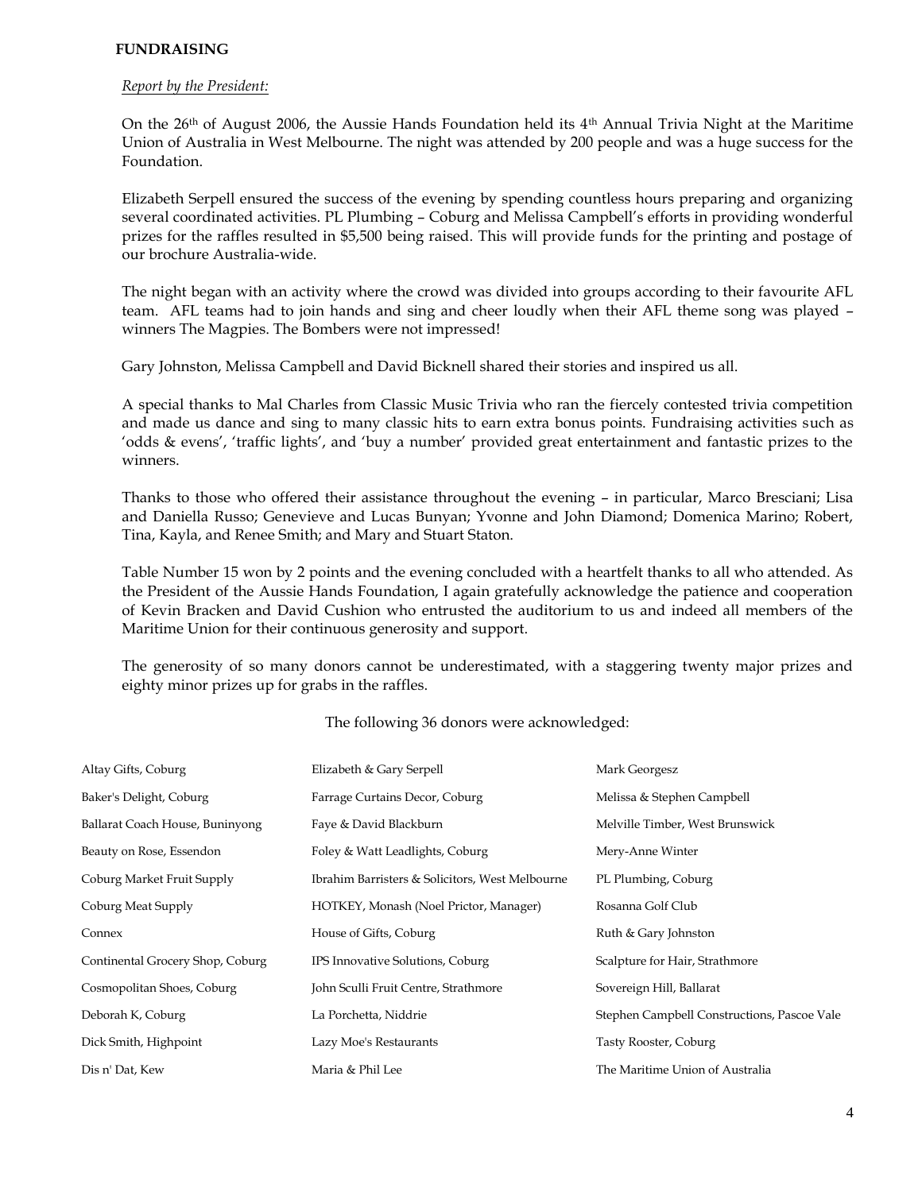## FUNDRAISING

*Report by the President:*

On the 26th of August 2006, the Aussie Hands Foundation held its 4th Annual Trivia Night at the Maritime Union of Australia in West Melbourne. The night was attended by 200 people and was a huge success for the Foundation.

Elizabeth Serpell ensured the success of the evening by spending countless hours preparing and organizing several coordinated activities. PL Plumbing – Coburg and Melissa Campbell's efforts in providing wonderful prizes for the raffles resulted in $5,500 being raised. This will provide funds for the printing and postage of our brochure Australia-wide.

The night began with an activity where the crowd was divided into groups according to their favourite AFL team. AFL teams had to join hands and sing and cheer loudly when their AFL theme song was played – winners The Magpies. The Bombers were not impressed!

Gary Johnston, Melissa Campbell and David Bicknell shared their stories and inspired us all.

A special thanks to Mal Charles from Classic Music Trivia who ran the fiercely contested trivia competition and made us dance and sing to many classic hits to earn extra bonus points. Fundraising activities such as 'odds & evens', 'traffic lights', and 'buy a number' provided great entertainment and fantastic prizes to the winners.

Thanks to those who offered their assistance throughout the evening – in particular, Marco Bresciani; Lisa and Daniella Russo; Genevieve and Lucas Bunyan; Yvonne and John Diamond; Domenica Marino; Robert, Tina, Kayla, and Renee Smith; and Mary and Stuart Staton.

Table Number 15 won by 2 points and the evening concluded with a heartfelt thanks to all who attended. As the President of the Aussie Hands Foundation, I again gratefully acknowledge the patience and cooperation of Kevin Bracken and David Cushion who entrusted the auditorium to us and indeed all members of the Maritime Union for their continuous generosity and support.

The generosity of so many donors cannot be underestimated, with a staggering twenty major prizes and eighty minor prizes up for grabs in the raffles.

The following 36 donors were acknowledged:

| | | |
|---|---|---|
| Altay Gifts, Coburg | Elizabeth & Gary Serpell | Mark Georgesz |
| Baker's Delight, Coburg | Farrage Curtains Decor, Coburg | Melissa & Stephen Campbell |
| Ballarat Coach House, Buninyong | Faye & David Blackburn | Melville Timber, West Brunswick |
| Beauty on Rose, Essendon | Foley & Watt Leadlights, Coburg | Mery-Anne Winter |
| Coburg Market Fruit Supply | Ibrahim Barristers & Solicitors, West Melbourne | PL Plumbing, Coburg |
| Coburg Meat Supply | HOTKEY, Monash (Noel Prictor, Manager) | Rosanna Golf Club |
| Connex | House of Gifts, Coburg | Ruth & Gary Johnston |
| Continental Grocery Shop, Coburg | IPS Innovative Solutions, Coburg | Scalpture for Hair, Strathmore |
| Cosmopolitan Shoes, Coburg | John Sculli Fruit Centre, Strathmore | Sovereign Hill, Ballarat |
| Deborah K, Coburg | La Porchetta, Niddrie | Stephen Campbell Constructions, Pascoe Vale |
| Dick Smith, Highpoint | Lazy Moe's Restaurants | Tasty Rooster, Coburg |
| Dis n' Dat, Kew | Maria & Phil Lee | The Maritime Union of Australia |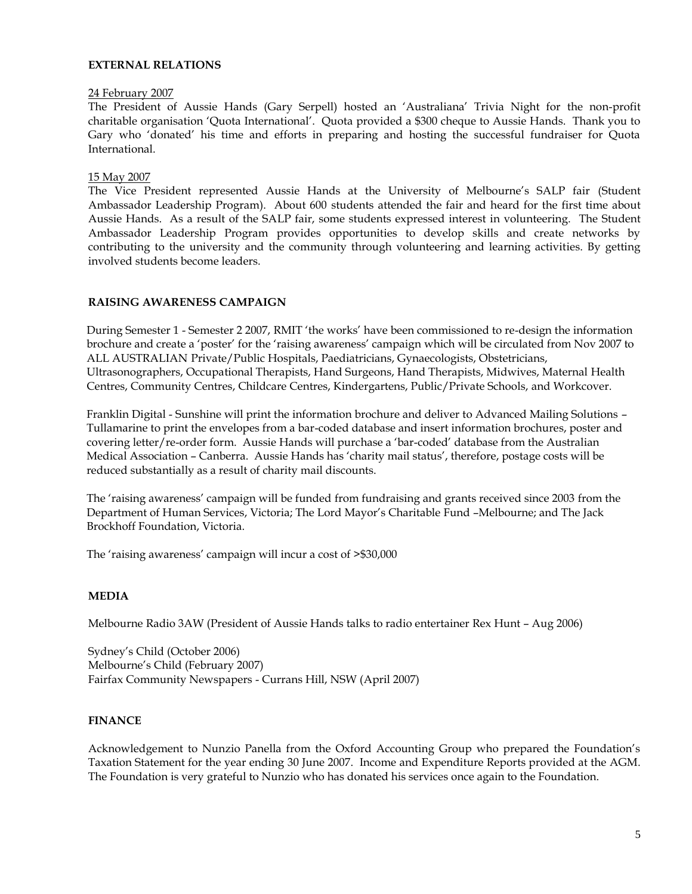**EXTERNAL RELATIONS**

24 February 2007

The President of Aussie Hands (Gary Serpell) hosted an 'Australiana' Trivia Night for the non-profit charitable organisation 'Quota International'. Quota provided a $300 cheque to Aussie Hands. Thank you to Gary who 'donated' his time and efforts in preparing and hosting the successful fundraiser for Quota International.

15 May 2007

The Vice President represented Aussie Hands at the University of Melbourne's SALP fair (Student Ambassador Leadership Program). About 600 students attended the fair and heard for the first time about Aussie Hands. As a result of the SALP fair, some students expressed interest in volunteering. The Student Ambassador Leadership Program provides opportunities to develop skills and create networks by contributing to the university and the community through volunteering and learning activities. By getting involved students become leaders.

**RAISING AWARENESS CAMPAIGN**

During Semester 1 - Semester 2 2007, RMIT 'the works' have been commissioned to re-design the information brochure and create a 'poster' for the 'raising awareness' campaign which will be circulated from Nov 2007 to ALL AUSTRALIAN Private/Public Hospitals, Paediatricians, Gynaecologists, Obstetricians, Ultrasonographers, Occupational Therapists, Hand Surgeons, Hand Therapists, Midwives, Maternal Health Centres, Community Centres, Childcare Centres, Kindergartens, Public/Private Schools, and Workcover.

Franklin Digital - Sunshine will print the information brochure and deliver to Advanced Mailing Solutions – Tullamarine to print the envelopes from a bar-coded database and insert information brochures, poster and covering letter/re-order form. Aussie Hands will purchase a 'bar-coded' database from the Australian Medical Association – Canberra. Aussie Hands has 'charity mail status', therefore, postage costs will be reduced substantially as a result of charity mail discounts.

The 'raising awareness' campaign will be funded from fundraising and grants received since 2003 from the Department of Human Services, Victoria; The Lord Mayor's Charitable Fund –Melbourne; and The Jack Brockhoff Foundation, Victoria.

The 'raising awareness' campaign will incur a cost of >$30,000

**MEDIA**

Melbourne Radio 3AW (President of Aussie Hands talks to radio entertainer Rex Hunt – Aug 2006)

Sydney's Child (October 2006)
Melbourne's Child (February 2007)
Fairfax Community Newspapers - Currans Hill, NSW (April 2007)

**FINANCE**

Acknowledgement to Nunzio Panella from the Oxford Accounting Group who prepared the Foundation's Taxation Statement for the year ending 30 June 2007. Income and Expenditure Reports provided at the AGM. The Foundation is very grateful to Nunzio who has donated his services once again to the Foundation.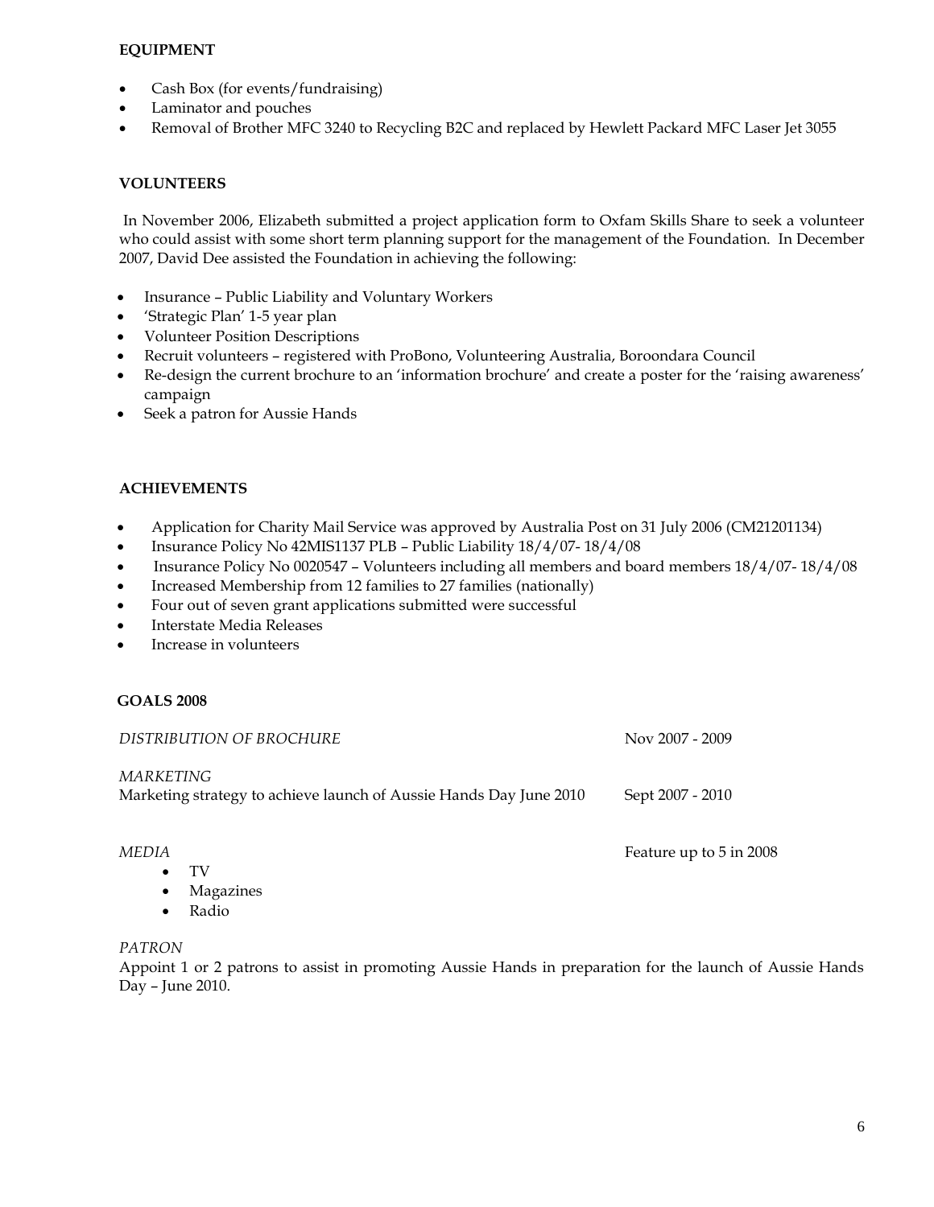**EQUIPMENT**

- Cash Box (for events/fundraising)
- Laminator and pouches
- Removal of Brother MFC 3240 to Recycling B2C and replaced by Hewlett Packard MFC Laser Jet 3055

**VOLUNTEERS**

In November 2006, Elizabeth submitted a project application form to Oxfam Skills Share to seek a volunteer who could assist with some short term planning support for the management of the Foundation. In December 2007, David Dee assisted the Foundation in achieving the following:

- Insurance – Public Liability and Voluntary Workers
- 'Strategic Plan' 1-5 year plan
- Volunteer Position Descriptions
- Recruit volunteers – registered with ProBono, Volunteering Australia, Boroondara Council
- Re-design the current brochure to an 'information brochure' and create a poster for the 'raising awareness' campaign
- Seek a patron for Aussie Hands

**ACHIEVEMENTS**

- Application for Charity Mail Service was approved by Australia Post on 31 July 2006 (CM21201134)
- Insurance Policy No 42MIS1137 PLB – Public Liability 18/4/07- 18/4/08
- Insurance Policy No 0020547 – Volunteers including all members and board members 18/4/07- 18/4/08
- Increased Membership from 12 families to 27 families (nationally)
- Four out of seven grant applications submitted were successful
- Interstate Media Releases
- Increase in volunteers

**GOALS 2008**

*DISTRIBUTION OF BROCHURE* — Nov 2007 - 2009

*MARKETING*
Marketing strategy to achieve launch of Aussie Hands Day June 2010 — Sept 2007 - 2010

*MEDIA* — Feature up to 5 in 2008

- TV
- Magazines
- Radio

*PATRON*
Appoint 1 or 2 patrons to assist in promoting Aussie Hands in preparation for the launch of Aussie Hands Day – June 2010.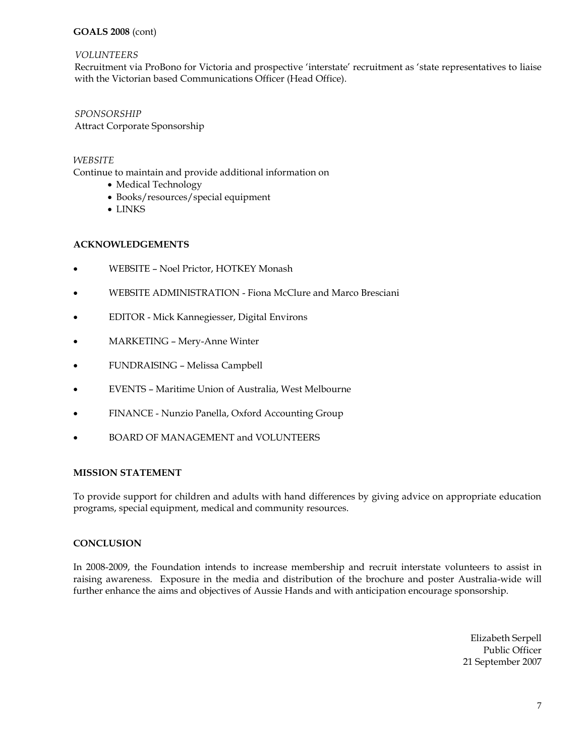**GOALS 2008** (cont)

*VOLUNTEERS*
Recruitment via ProBono for Victoria and prospective 'interstate' recruitment as 'state representatives to liaise with the Victorian based Communications Officer (Head Office).

*SPONSORSHIP*
Attract Corporate Sponsorship

*WEBSITE*
Continue to maintain and provide additional information on

- Medical Technology
- Books/resources/special equipment
- LINKS

**ACKNOWLEDGEMENTS**

- WEBSITE – Noel Prictor, HOTKEY Monash
- WEBSITE ADMINISTRATION - Fiona McClure and Marco Bresciani
- EDITOR - Mick Kannegiesser, Digital Environs
- MARKETING – Mery-Anne Winter
- FUNDRAISING – Melissa Campbell
- EVENTS – Maritime Union of Australia, West Melbourne
- FINANCE - Nunzio Panella, Oxford Accounting Group
- BOARD OF MANAGEMENT and VOLUNTEERS

**MISSION STATEMENT**

To provide support for children and adults with hand differences by giving advice on appropriate education programs, special equipment, medical and community resources.

**CONCLUSION**

In 2008-2009, the Foundation intends to increase membership and recruit interstate volunteers to assist in raising awareness. Exposure in the media and distribution of the brochure and poster Australia-wide will further enhance the aims and objectives of Aussie Hands and with anticipation encourage sponsorship.

Elizabeth Serpell
Public Officer
21 September 2007